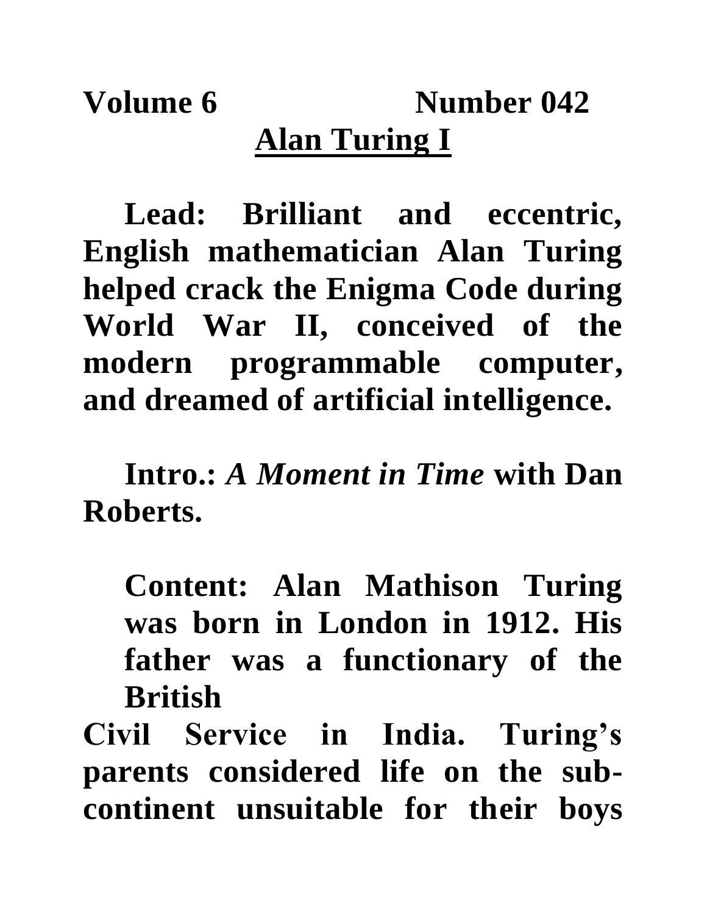**Volume 6 Number 042**

# Alan Turing I

**Lead: Brilliant and eccentric, English mathematician Alan Turing helped crack the Enigma Code during World War II, conceived of the modern programmable computer, and dreamed of artificial intelligence.**

**Intro.: *A Moment in Time* with Dan Roberts.**

**Content: Alan Mathison Turing was born in London in 1912. His father was a functionary of the British Civil Service in India. Turing's parents considered life on the sub-continent unsuitable for their boys**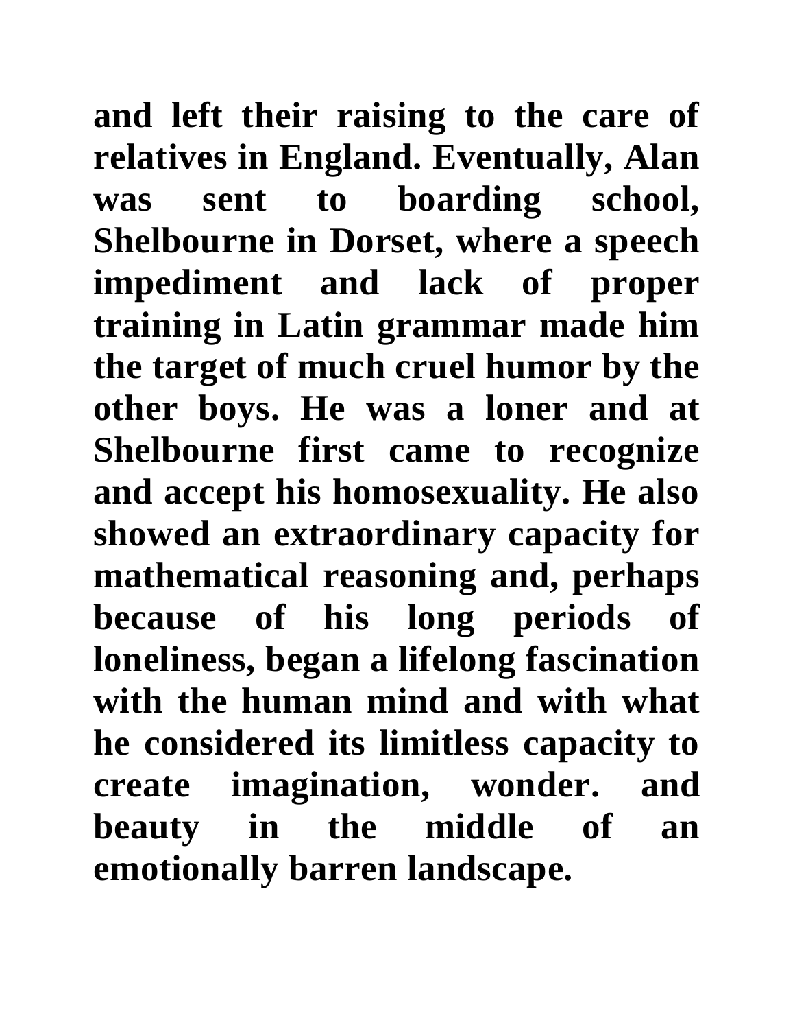**and left their raising to the care of relatives in England. Eventually, Alan was sent to boarding school, Shelbourne in Dorset, where a speech impediment and lack of proper training in Latin grammar made him the target of much cruel humor by the other boys. He was a loner and at Shelbourne first came to recognize and accept his homosexuality. He also showed an extraordinary capacity for mathematical reasoning and, perhaps because of his long periods of loneliness, began a lifelong fascination with the human mind and with what he considered its limitless capacity to create imagination, wonder. and beauty in the middle of an emotionally barren landscape.**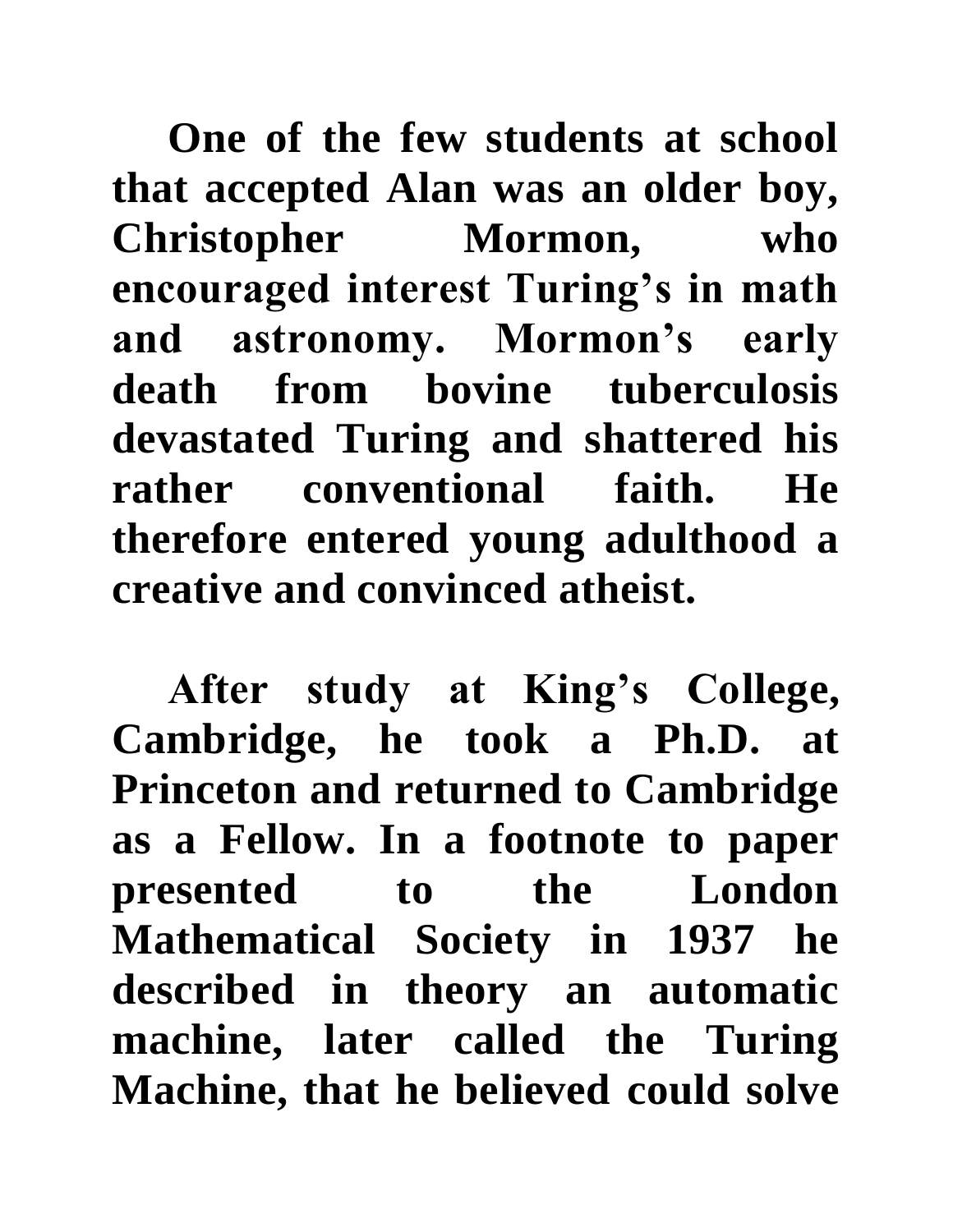**One of the few students at school that accepted Alan was an older boy, Christopher Mormon, who encouraged interest Turing's in math and astronomy. Mormon's early death from bovine tuberculosis devastated Turing and shattered his rather conventional faith. He therefore entered young adulthood a creative and convinced atheist.**

**After study at King's College, Cambridge, he took a Ph.D. at Princeton and returned to Cambridge as a Fellow. In a footnote to paper presented to the London Mathematical Society in 1937 he described in theory an automatic machine, later called the Turing Machine, that he believed could solve**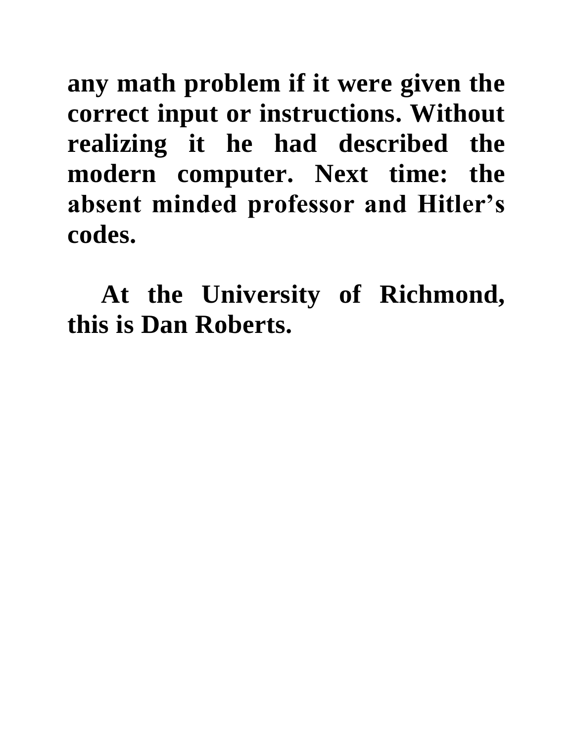**any math problem if it were given the correct input or instructions. Without realizing it he had described the modern computer. Next time: the absent minded professor and Hitler's codes.**

**At the University of Richmond, this is Dan Roberts.**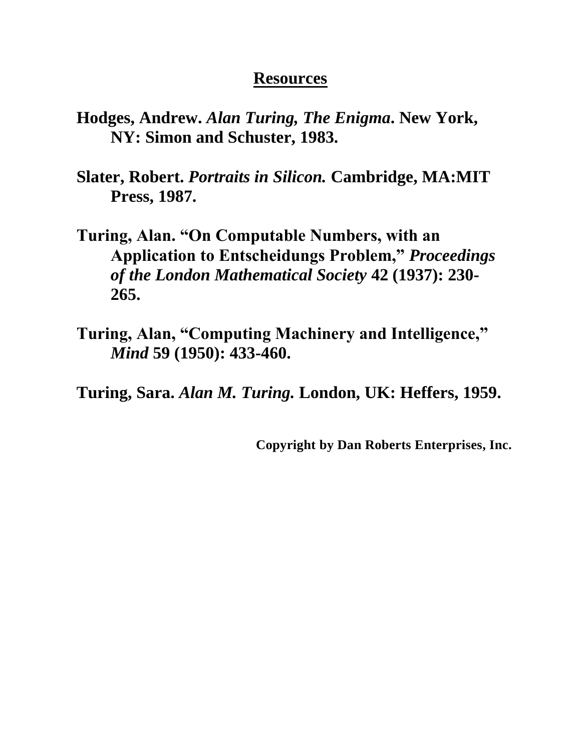## Resources

**Hodges, Andrew.** ***Alan Turing, The Enigma*****. New York, NY: Simon and Schuster, 1983.**

**Slater, Robert.** ***Portraits in Silicon.*** **Cambridge, MA:MIT Press, 1987.**

**Turing, Alan. "On Computable Numbers, with an Application to Entscheidungs Problem,"** ***Proceedings of the London Mathematical Society*** **42 (1937): 230-265.**

**Turing, Alan, "Computing Machinery and Intelligence,"** ***Mind*** **59 (1950): 433-460.**

**Turing, Sara.** ***Alan M. Turing.*** **London, UK: Heffers, 1959.**

**Copyright by Dan Roberts Enterprises, Inc.**